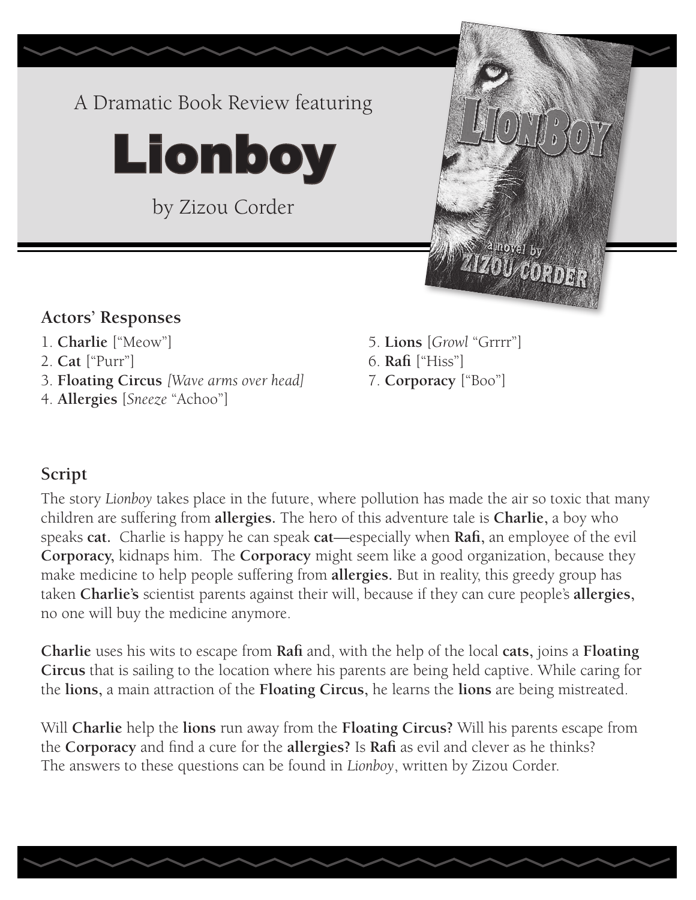A Dramatic Book Review featuring

# Lionboy

by Zizou Corder

## Actors' Responses

1. **Charlie** ["Meow"]
2. **Cat** ["Purr"]
3. **Floating Circus** *[Wave arms over head]*
4. **Allergies** [*Sneeze* "Achoo"]
5. **Lions** [*Growl* "Grrrr"]
6. **Rafi** ["Hiss"]
7. **Corporacy** ["Boo"]

## Script

The story *Lionboy* takes place in the future, where pollution has made the air so toxic that many children are suffering from **allergies.** The hero of this adventure tale is **Charlie,** a boy who speaks **cat.** Charlie is happy he can speak **cat**—especially when **Rafi,** an employee of the evil **Corporacy,** kidnaps him. The **Corporacy** might seem like a good organization, because they make medicine to help people suffering from **allergies.** But in reality, this greedy group has taken **Charlie's** scientist parents against their will, because if they can cure people's **allergies,** no one will buy the medicine anymore.

**Charlie** uses his wits to escape from **Rafi** and, with the help of the local **cats,** joins a **Floating Circus** that is sailing to the location where his parents are being held captive. While caring for the **lions,** a main attraction of the **Floating Circus,** he learns the **lions** are being mistreated.

Will **Charlie** help the **lions** run away from the **Floating Circus?** Will his parents escape from the **Corporacy** and find a cure for the **allergies?** Is **Rafi** as evil and clever as he thinks? The answers to these questions can be found in *Lionboy*, written by Zizou Corder.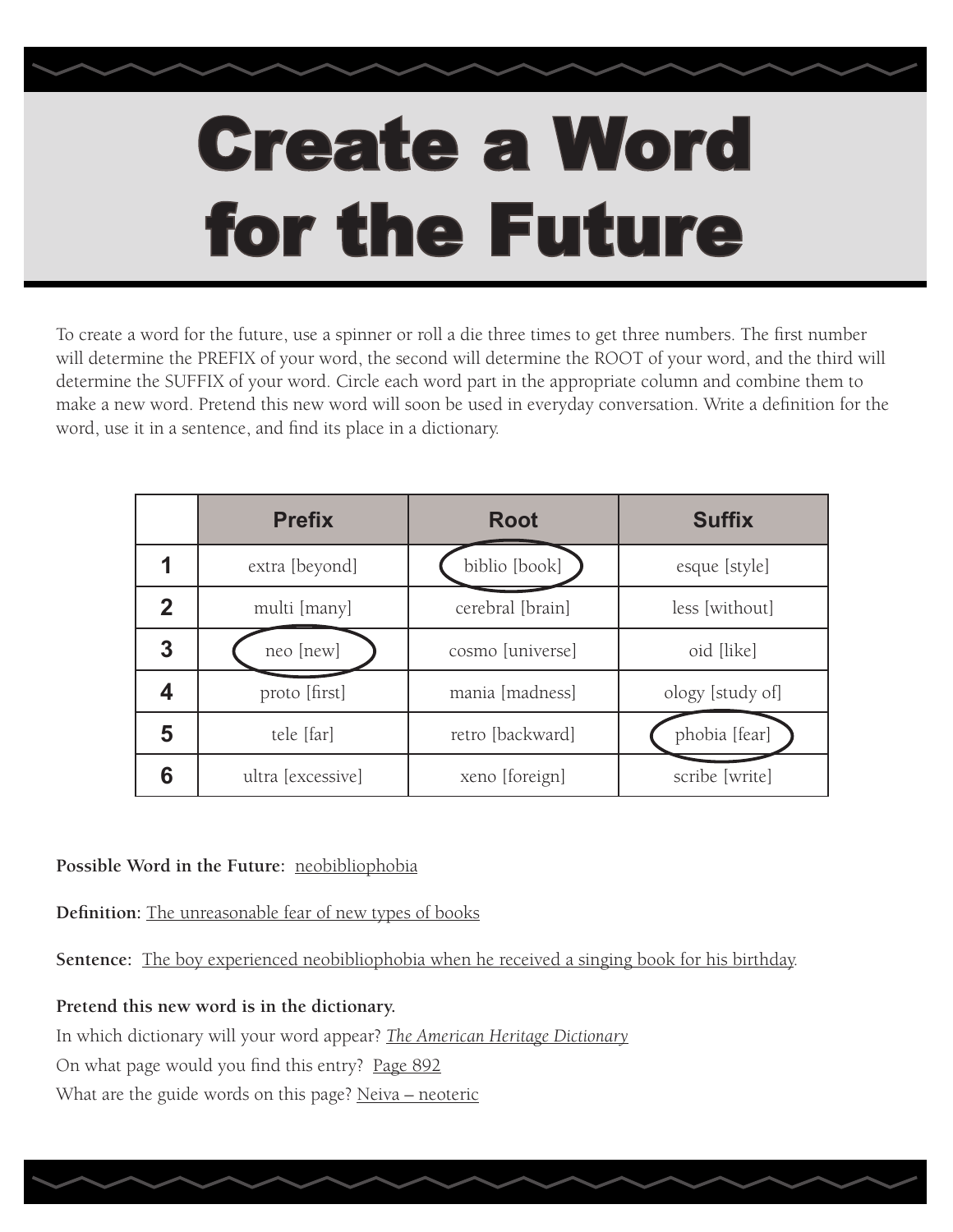# Create a Word for the Future

To create a word for the future, use a spinner or roll a die three times to get three numbers. The first number will determine the PREFIX of your word, the second will determine the ROOT of your word, and the third will determine the SUFFIX of your word. Circle each word part in the appropriate column and combine them to make a new word. Pretend this new word will soon be used in everyday conversation. Write a definition for the word, use it in a sentence, and find its place in a dictionary.

| | Prefix | Root | Suffix |
|---|---|---|---|
| **1** | extra [beyond] | biblio [book] | esque [style] |
| **2** | multi [many] | cerebral [brain] | less [without] |
| **3** | neo [new] | cosmo [universe] | oid [like] |
| **4** | proto [first] | mania [madness] | ology [study of] |
| **5** | tele [far] | retro [backward] | phobia [fear] |
| **6** | ultra [excessive] | xeno [foreign] | scribe [write] |

**Possible Word in the Future:** neobibliophobia

**Definition:** The unreasonable fear of new types of books

**Sentence:** The boy experienced neobibliophobia when he received a singing book for his birthday.

**Pretend this new word is in the dictionary.**

In which dictionary will your word appear? *The American Heritage Dictionary*

On what page would you find this entry? Page 892

What are the guide words on this page? Neiva – neoteric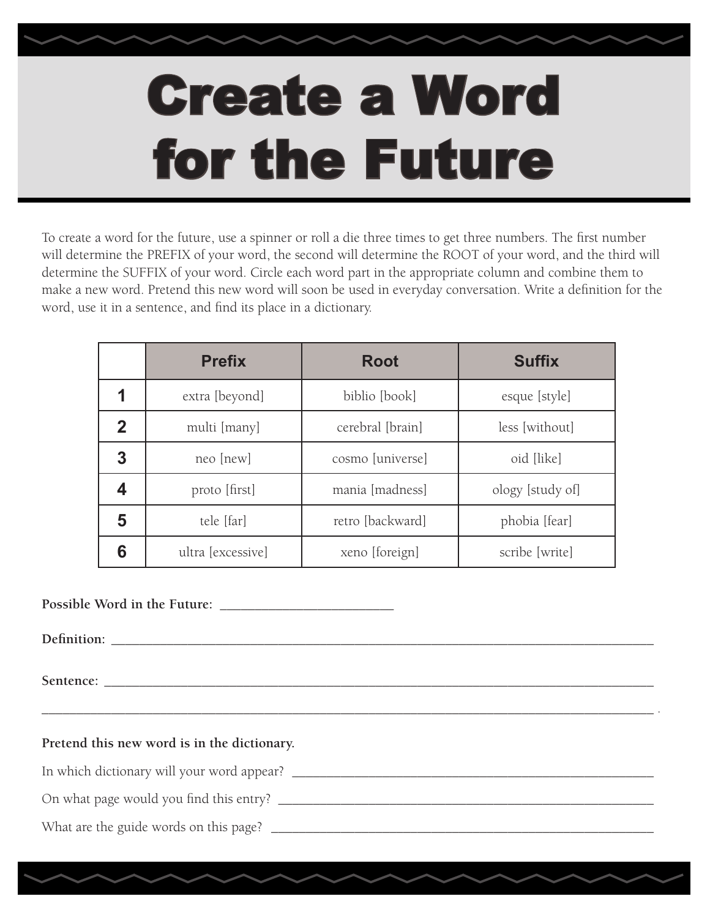# Create a Word for the Future

To create a word for the future, use a spinner or roll a die three times to get three numbers. The first number will determine the PREFIX of your word, the second will determine the ROOT of your word, and the third will determine the SUFFIX of your word. Circle each word part in the appropriate column and combine them to make a new word. Pretend this new word will soon be used in everyday conversation. Write a definition for the word, use it in a sentence, and find its place in a dictionary.

| | Prefix | Root | Suffix |
|---|---|---|---|
| **1** | extra [beyond] | biblio [book] | esque [style] |
| **2** | multi [many] | cerebral [brain] | less [without] |
| **3** | neo [new] | cosmo [universe] | oid [like] |
| **4** | proto [first] | mania [madness] | ology [study of] |
| **5** | tele [far] | retro [backward] | phobia [fear] |
| **6** | ultra [excessive] | xeno [foreign] | scribe [write] |

**Possible Word in the Future:** ___________________________

**Definition:** ___________________________________________________________________________________

**Sentence:** ____________________________________________________________________________________

___________________________________________________________________________________________ .

**Pretend this new word is in the dictionary.**

In which dictionary will your word appear? ______________________________________________________

On what page would you find this entry? ________________________________________________________

What are the guide words on this page? ________________________________________________________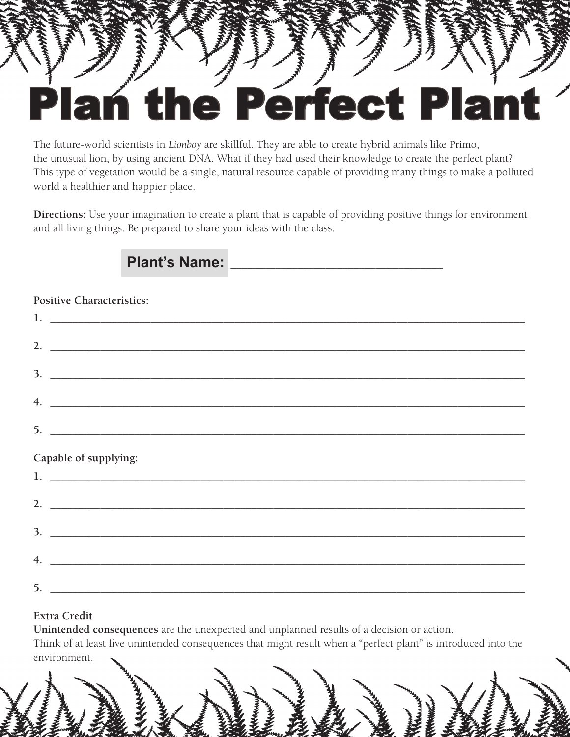# Plan the Perfect Plant

The future-world scientists in *Lionboy* are skillful. They are able to create hybrid animals like Primo, the unusual lion, by using ancient DNA. What if they had used their knowledge to create the perfect plant? This type of vegetation would be a single, natural resource capable of providing many things to make a polluted world a healthier and happier place.

**Directions:** Use your imagination to create a plant that is capable of providing positive things for environment and all living things. Be prepared to share your ideas with the class.

**Plant's Name:** ______________________________

**Positive Characteristics:**

1. ______________________________________________________________________________
2. ______________________________________________________________________________
3. ______________________________________________________________________________
4. ______________________________________________________________________________
5. ______________________________________________________________________________

**Capable of supplying:**

1. ______________________________________________________________________________
2. ______________________________________________________________________________
3. ______________________________________________________________________________
4. ______________________________________________________________________________
5. ______________________________________________________________________________

**Extra Credit**

**Unintended consequences** are the unexpected and unplanned results of a decision or action.
Think of at least five unintended consequences that might result when a "perfect plant" is introduced into the environment.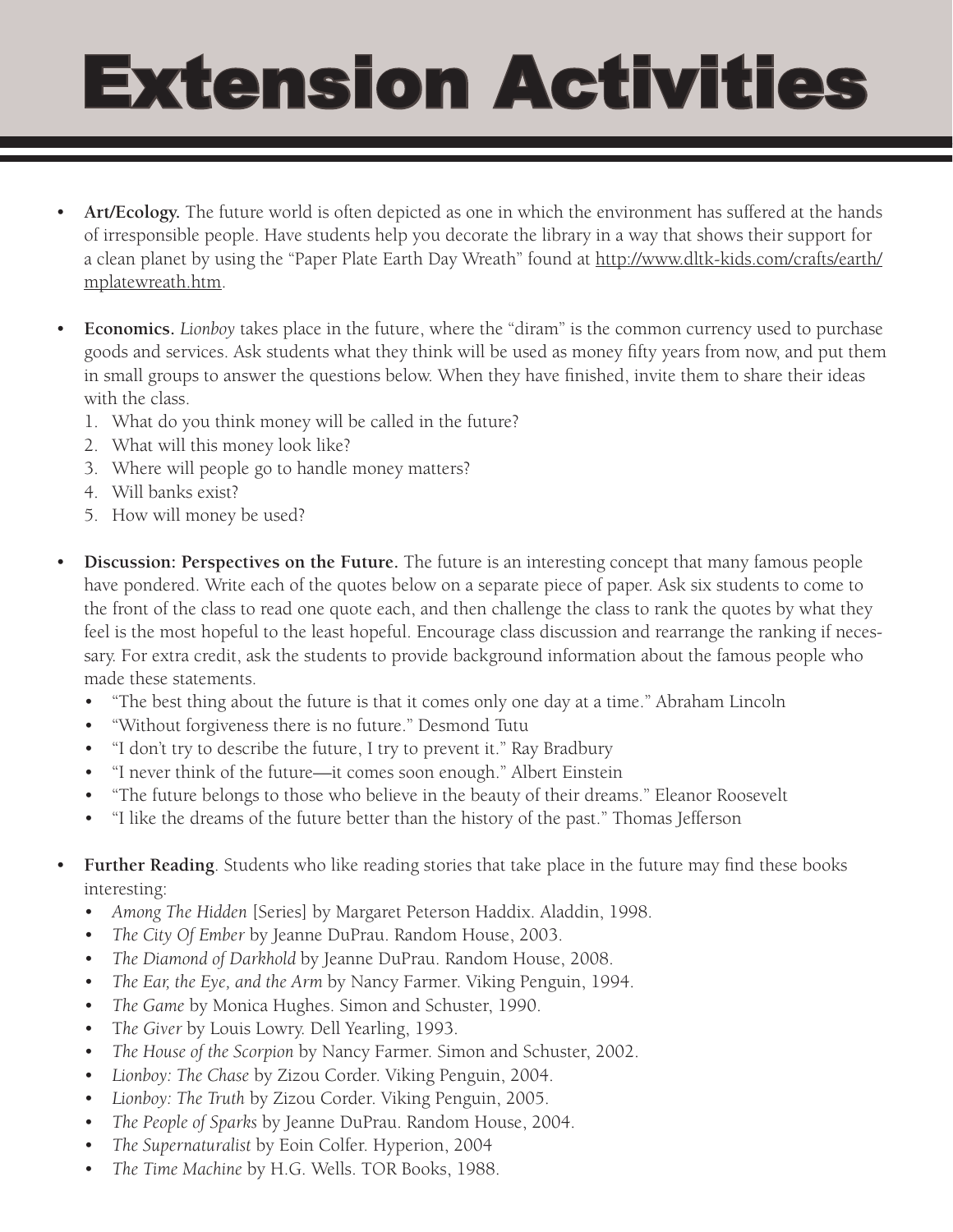# Extension Activities

- **Art/Ecology.** The future world is often depicted as one in which the environment has suffered at the hands of irresponsible people. Have students help you decorate the library in a way that shows their support for a clean planet by using the "Paper Plate Earth Day Wreath" found at http://www.dltk-kids.com/crafts/earth/mplatewreath.htm.

- **Economics.** *Lionboy* takes place in the future, where the "diram" is the common currency used to purchase goods and services. Ask students what they think will be used as money fifty years from now, and put them in small groups to answer the questions below. When they have finished, invite them to share their ideas with the class.
  1. What do you think money will be called in the future?
  2. What will this money look like?
  3. Where will people go to handle money matters?
  4. Will banks exist?
  5. How will money be used?

- **Discussion: Perspectives on the Future.** The future is an interesting concept that many famous people have pondered. Write each of the quotes below on a separate piece of paper. Ask six students to come to the front of the class to read one quote each, and then challenge the class to rank the quotes by what they feel is the most hopeful to the least hopeful. Encourage class discussion and rearrange the ranking if necessary. For extra credit, ask the students to provide background information about the famous people who made these statements.
  - "The best thing about the future is that it comes only one day at a time." Abraham Lincoln
  - "Without forgiveness there is no future." Desmond Tutu
  - "I don't try to describe the future, I try to prevent it." Ray Bradbury
  - "I never think of the future—it comes soon enough." Albert Einstein
  - "The future belongs to those who believe in the beauty of their dreams." Eleanor Roosevelt
  - "I like the dreams of the future better than the history of the past." Thomas Jefferson

- **Further Reading**. Students who like reading stories that take place in the future may find these books interesting:
  - *Among The Hidden* [Series] by Margaret Peterson Haddix. Aladdin, 1998.
  - *The City Of Ember* by Jeanne DuPrau. Random House, 2003.
  - *The Diamond of Darkhold* by Jeanne DuPrau. Random House, 2008.
  - *The Ear, the Eye, and the Arm* by Nancy Farmer. Viking Penguin, 1994.
  - *The Game* by Monica Hughes. Simon and Schuster, 1990.
  - *The Giver* by Louis Lowry. Dell Yearling, 1993.
  - *The House of the Scorpion* by Nancy Farmer. Simon and Schuster, 2002.
  - *Lionboy: The Chase* by Zizou Corder. Viking Penguin, 2004.
  - *Lionboy: The Truth* by Zizou Corder. Viking Penguin, 2005.
  - *The People of Sparks* by Jeanne DuPrau. Random House, 2004.
  - *The Supernaturalist* by Eoin Colfer. Hyperion, 2004
  - *The Time Machine* by H.G. Wells. TOR Books, 1988.